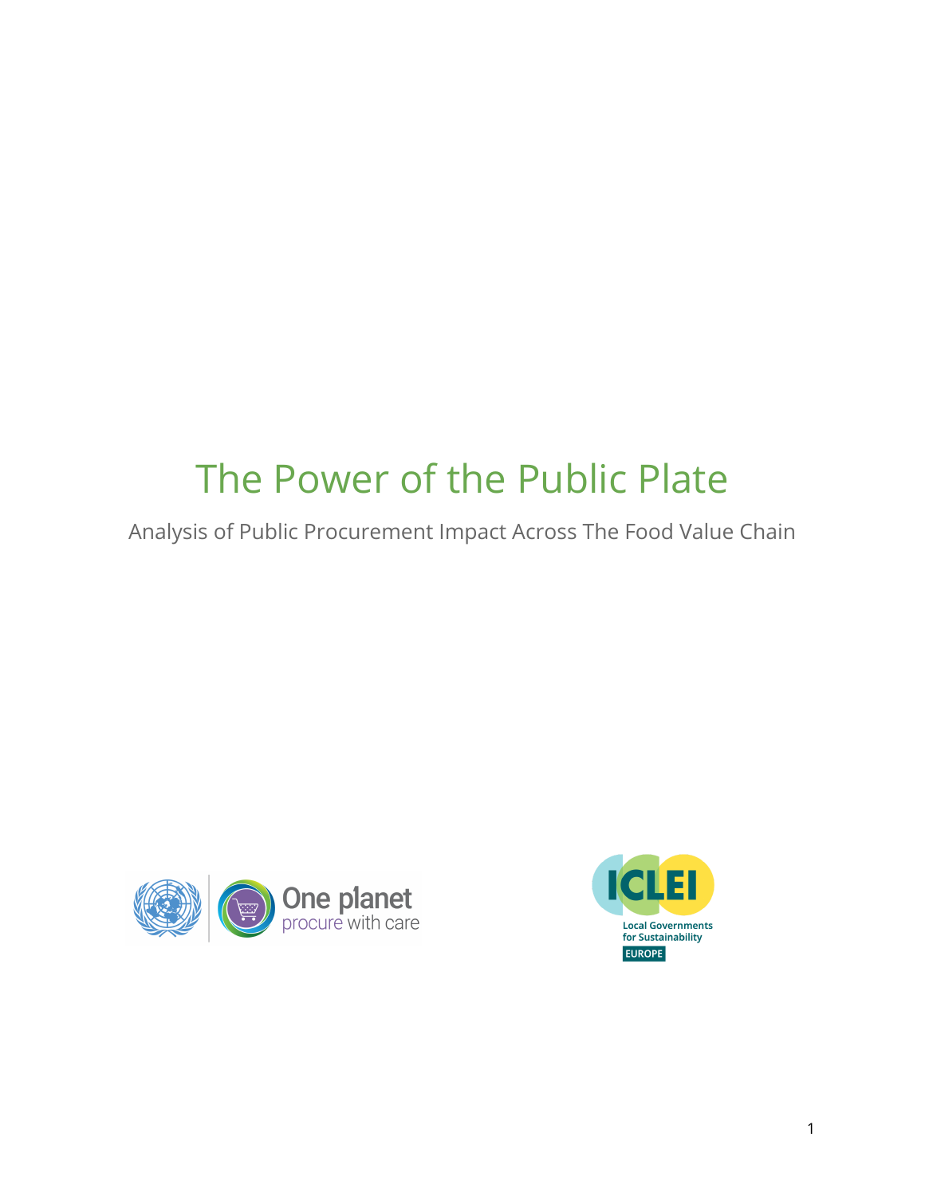# The Power of the Public Plate

Analysis of Public Procurement Impact Across The Food Value Chain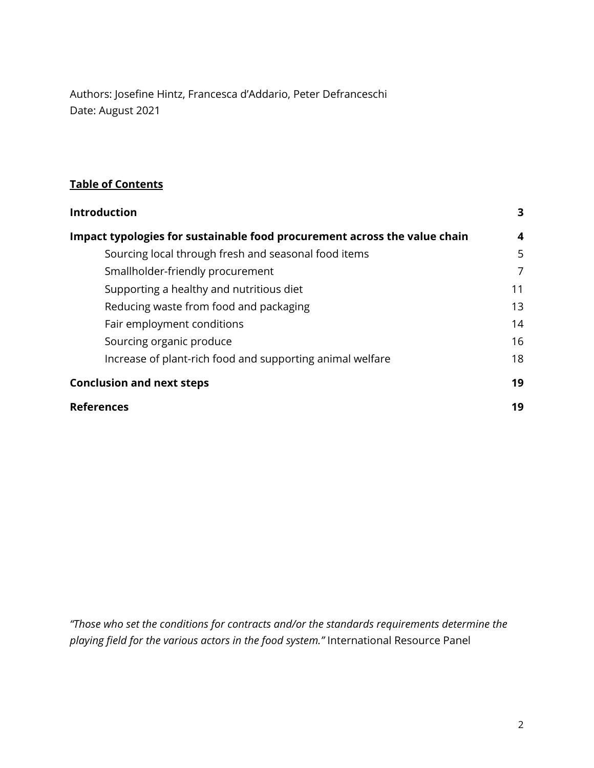Authors: Josefine Hintz, Francesca d'Addario, Peter Defranceschi
Date: August 2021

**Table of Contents**

| | |
|---|---|
| **Introduction** | **3** |
| **Impact typologies for sustainable food procurement across the value chain** | **4** |
| Sourcing local through fresh and seasonal food items | 5 |
| Smallholder-friendly procurement | 7 |
| Supporting a healthy and nutritious diet | 11 |
| Reducing waste from food and packaging | 13 |
| Fair employment conditions | 14 |
| Sourcing organic produce | 16 |
| Increase of plant-rich food and supporting animal welfare | 18 |
| **Conclusion and next steps** | **19** |
| **References** | **19** |

*"Those who set the conditions for contracts and/or the standards requirements determine the playing field for the various actors in the food system."* International Resource Panel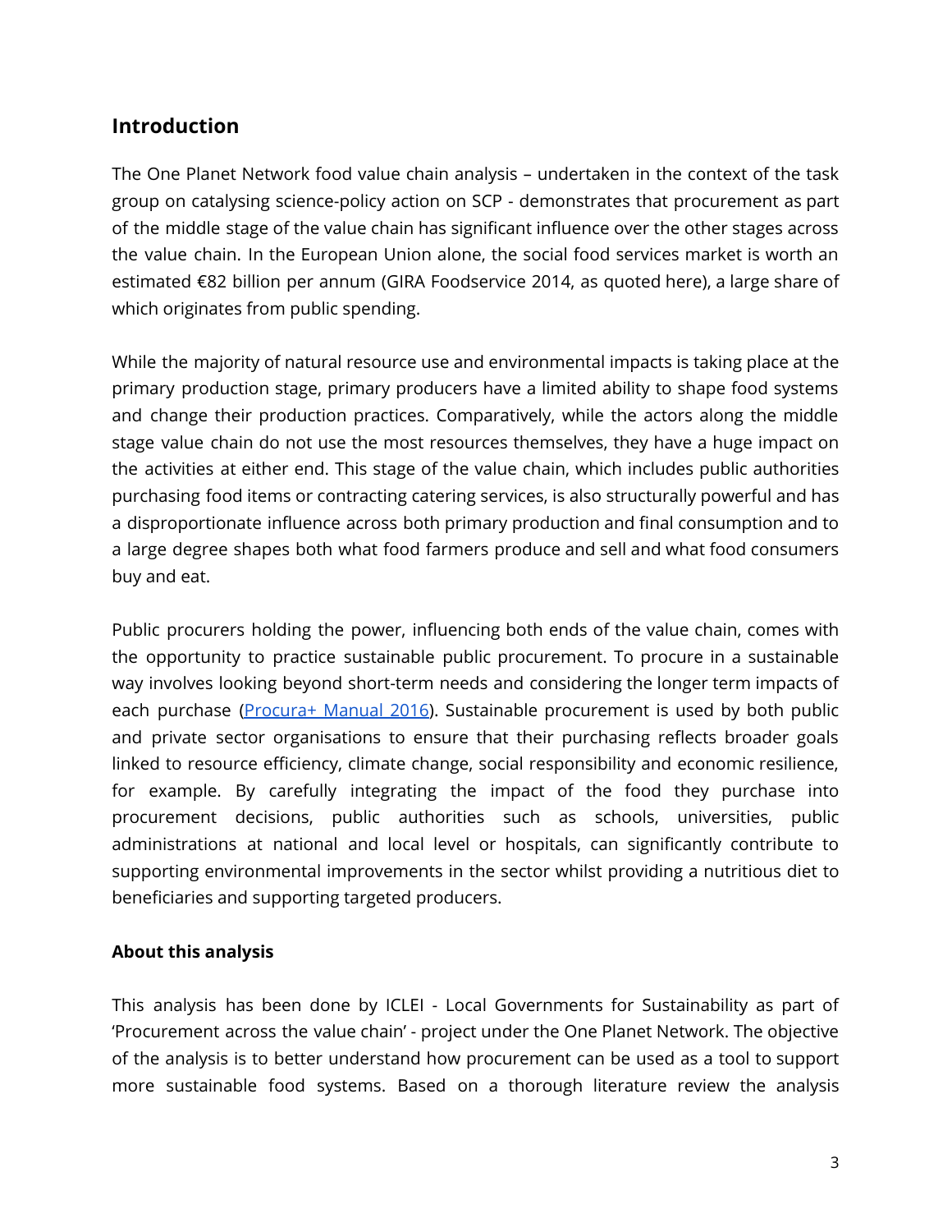## Introduction

The One Planet Network food value chain analysis – undertaken in the context of the task group on catalysing science-policy action on SCP - demonstrates that procurement as part of the middle stage of the value chain has significant influence over the other stages across the value chain. In the European Union alone, the social food services market is worth an estimated €82 billion per annum (GIRA Foodservice 2014, as quoted here), a large share of which originates from public spending.

While the majority of natural resource use and environmental impacts is taking place at the primary production stage, primary producers have a limited ability to shape food systems and change their production practices. Comparatively, while the actors along the middle stage value chain do not use the most resources themselves, they have a huge impact on the activities at either end. This stage of the value chain, which includes public authorities purchasing food items or contracting catering services, is also structurally powerful and has a disproportionate influence across both primary production and final consumption and to a large degree shapes both what food farmers produce and sell and what food consumers buy and eat.

Public procurers holding the power, influencing both ends of the value chain, comes with the opportunity to practice sustainable public procurement. To procure in a sustainable way involves looking beyond short-term needs and considering the longer term impacts of each purchase ([Procura+ Manual 2016]()). Sustainable procurement is used by both public and private sector organisations to ensure that their purchasing reflects broader goals linked to resource efficiency, climate change, social responsibility and economic resilience, for example. By carefully integrating the impact of the food they purchase into procurement decisions, public authorities such as schools, universities, public administrations at national and local level or hospitals, can significantly contribute to supporting environmental improvements in the sector whilst providing a nutritious diet to beneficiaries and supporting targeted producers.

**About this analysis**

This analysis has been done by ICLEI - Local Governments for Sustainability as part of 'Procurement across the value chain' - project under the One Planet Network. The objective of the analysis is to better understand how procurement can be used as a tool to support more sustainable food systems. Based on a thorough literature review the analysis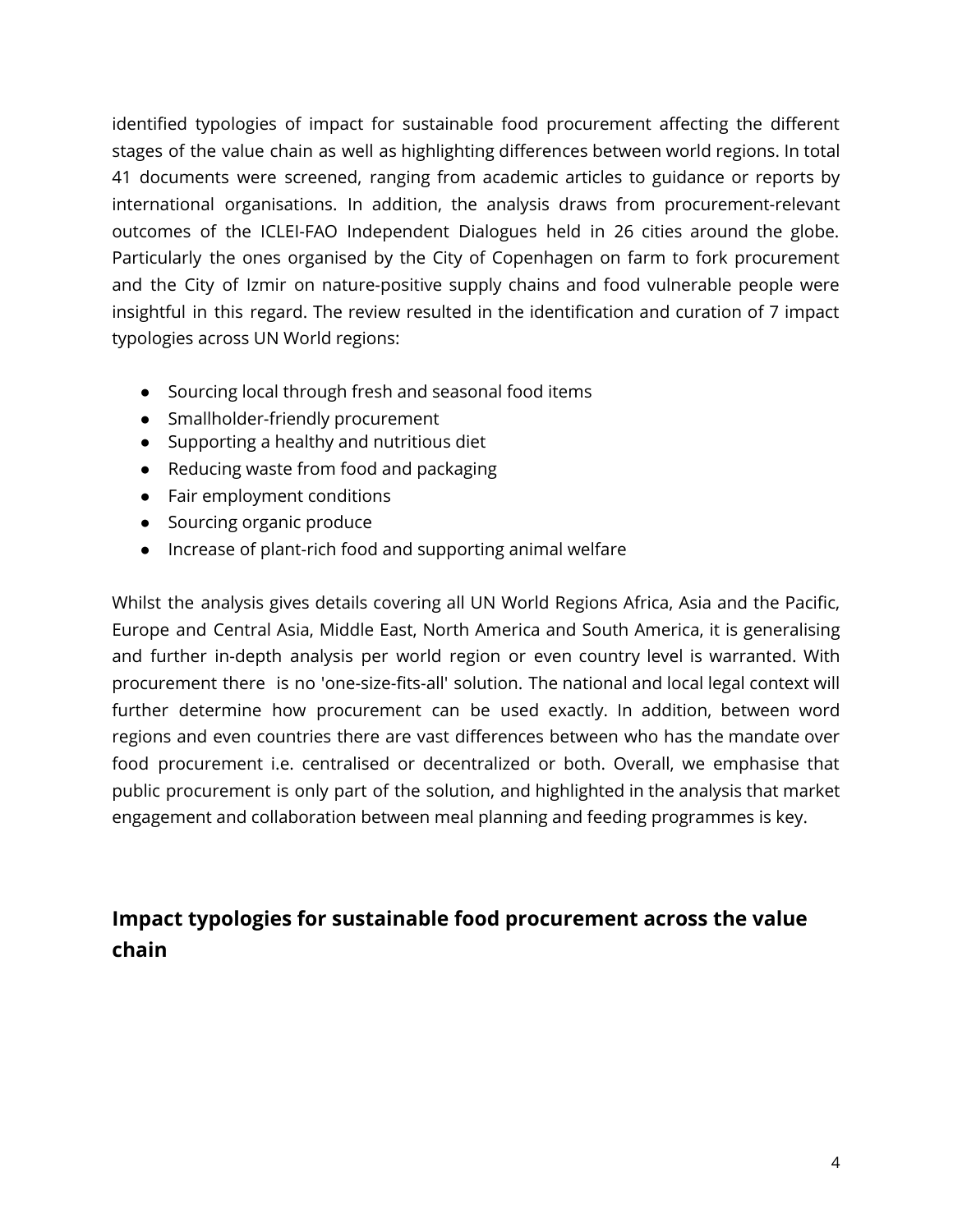identified typologies of impact for sustainable food procurement affecting the different stages of the value chain as well as highlighting differences between world regions. In total 41 documents were screened, ranging from academic articles to guidance or reports by international organisations. In addition, the analysis draws from procurement-relevant outcomes of the ICLEI-FAO Independent Dialogues held in 26 cities around the globe. Particularly the ones organised by the City of Copenhagen on farm to fork procurement and the City of Izmir on nature-positive supply chains and food vulnerable people were insightful in this regard. The review resulted in the identification and curation of 7 impact typologies across UN World regions:

- Sourcing local through fresh and seasonal food items
- Smallholder-friendly procurement
- Supporting a healthy and nutritious diet
- Reducing waste from food and packaging
- Fair employment conditions
- Sourcing organic produce
- Increase of plant-rich food and supporting animal welfare

Whilst the analysis gives details covering all UN World Regions Africa, Asia and the Pacific, Europe and Central Asia, Middle East, North America and South America, it is generalising and further in-depth analysis per world region or even country level is warranted. With procurement there is no 'one-size-fits-all' solution. The national and local legal context will further determine how procurement can be used exactly. In addition, between word regions and even countries there are vast differences between who has the mandate over food procurement i.e. centralised or decentralized or both. Overall, we emphasise that public procurement is only part of the solution, and highlighted in the analysis that market engagement and collaboration between meal planning and feeding programmes is key.

## Impact typologies for sustainable food procurement across the value chain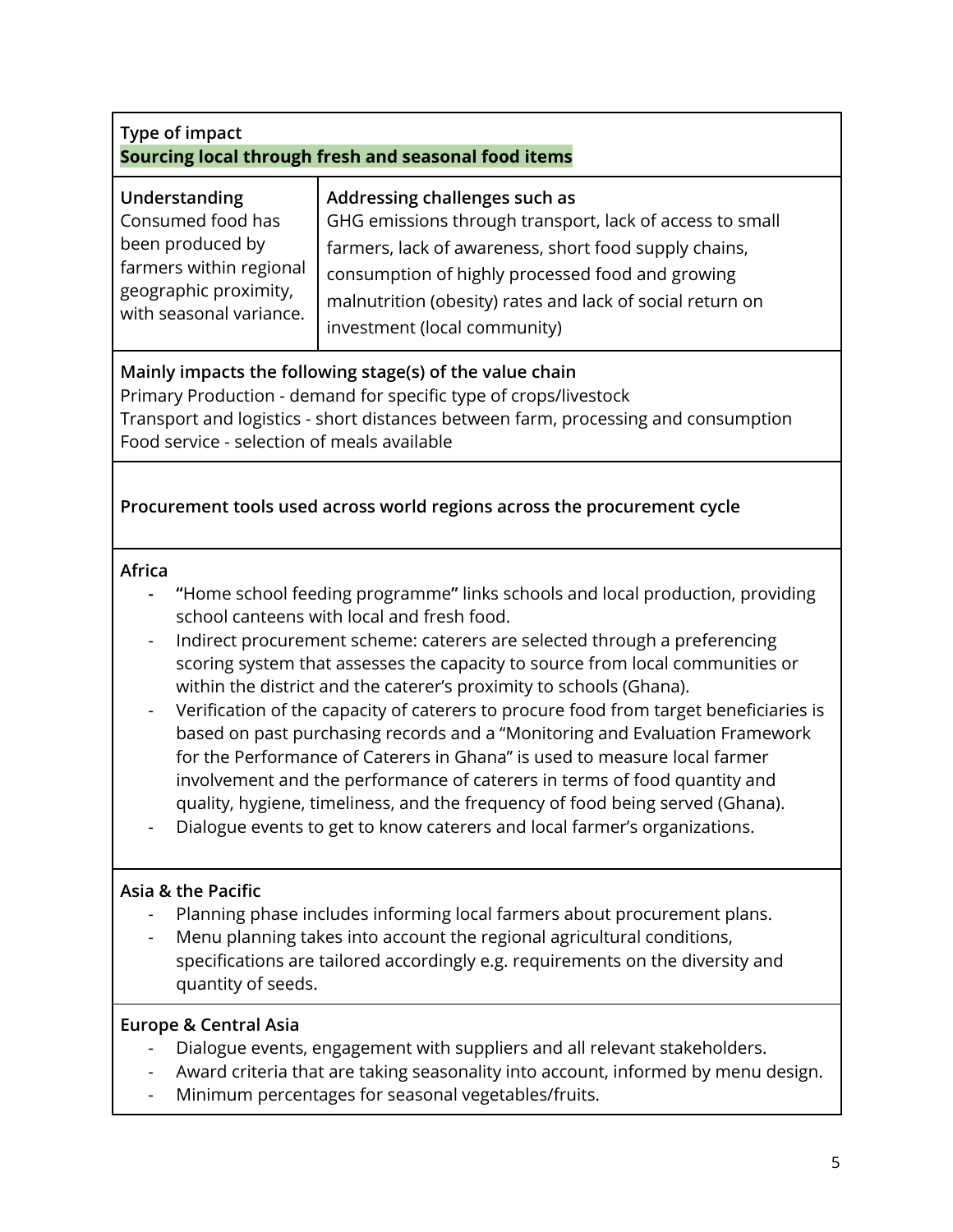**Type of impact**

**Sourcing local through fresh and seasonal food items**

| **Understanding** | **Addressing challenges such as** |
| --- | --- |
| Consumed food has been produced by farmers within regional geographic proximity, with seasonal variance. | GHG emissions through transport, lack of access to small farmers, lack of awareness, short food supply chains, consumption of highly processed food and growing malnutrition (obesity) rates and lack of social return on investment (local community) |

**Mainly impacts the following stage(s) of the value chain**

Primary Production - demand for specific type of crops/livestock
Transport and logistics - short distances between farm, processing and consumption
Food service - selection of meals available

**Procurement tools used across world regions across the procurement cycle**

**Africa**

- **"**Home school feeding programme**"** links schools and local production, providing school canteens with local and fresh food.
- Indirect procurement scheme: caterers are selected through a preferencing scoring system that assesses the capacity to source from local communities or within the district and the caterer's proximity to schools (Ghana).
- Verification of the capacity of caterers to procure food from target beneficiaries is based on past purchasing records and a "Monitoring and Evaluation Framework for the Performance of Caterers in Ghana" is used to measure local farmer involvement and the performance of caterers in terms of food quantity and quality, hygiene, timeliness, and the frequency of food being served (Ghana).
- Dialogue events to get to know caterers and local farmer's organizations.

**Asia & the Pacific**

- Planning phase includes informing local farmers about procurement plans.
- Menu planning takes into account the regional agricultural conditions, specifications are tailored accordingly e.g. requirements on the diversity and quantity of seeds.

**Europe & Central Asia**

- Dialogue events, engagement with suppliers and all relevant stakeholders.
- Award criteria that are taking seasonality into account, informed by menu design.
- Minimum percentages for seasonal vegetables/fruits.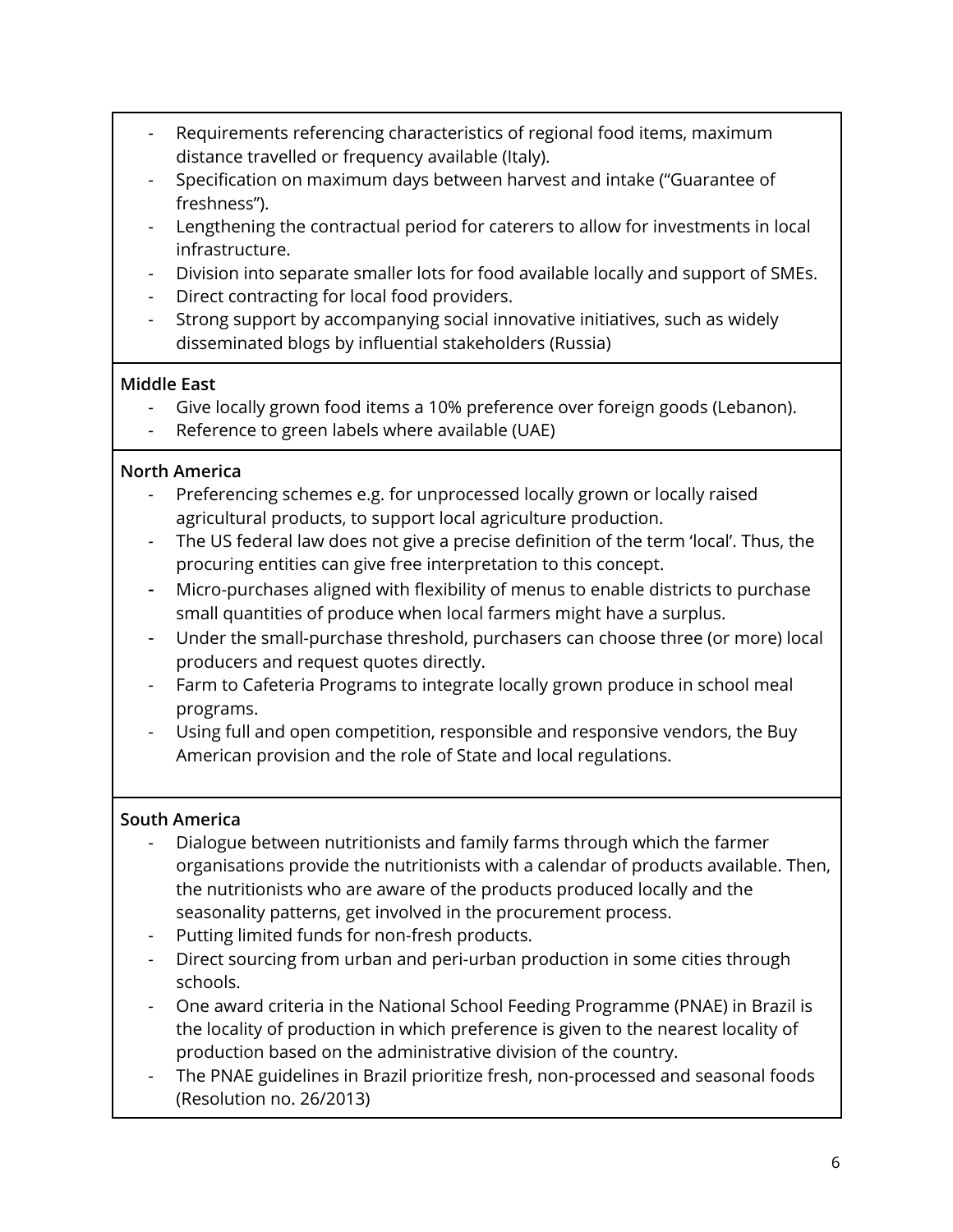- Requirements referencing characteristics of regional food items, maximum distance travelled or frequency available (Italy).
- Specification on maximum days between harvest and intake ("Guarantee of freshness").
- Lengthening the contractual period for caterers to allow for investments in local infrastructure.
- Division into separate smaller lots for food available locally and support of SMEs.
- Direct contracting for local food providers.
- Strong support by accompanying social innovative initiatives, such as widely disseminated blogs by influential stakeholders (Russia)

**Middle East**

- Give locally grown food items a 10% preference over foreign goods (Lebanon).
- Reference to green labels where available (UAE)

**North America**

- Preferencing schemes e.g. for unprocessed locally grown or locally raised agricultural products, to support local agriculture production.
- The US federal law does not give a precise definition of the term 'local'. Thus, the procuring entities can give free interpretation to this concept.
- Micro-purchases aligned with flexibility of menus to enable districts to purchase small quantities of produce when local farmers might have a surplus.
- Under the small-purchase threshold, purchasers can choose three (or more) local producers and request quotes directly.
- Farm to Cafeteria Programs to integrate locally grown produce in school meal programs.
- Using full and open competition, responsible and responsive vendors, the Buy American provision and the role of State and local regulations.

**South America**

- Dialogue between nutritionists and family farms through which the farmer organisations provide the nutritionists with a calendar of products available. Then, the nutritionists who are aware of the products produced locally and the seasonality patterns, get involved in the procurement process.
- Putting limited funds for non-fresh products.
- Direct sourcing from urban and peri-urban production in some cities through schools.
- One award criteria in the National School Feeding Programme (PNAE) in Brazil is the locality of production in which preference is given to the nearest locality of production based on the administrative division of the country.
- The PNAE guidelines in Brazil prioritize fresh, non-processed and seasonal foods (Resolution no. 26/2013)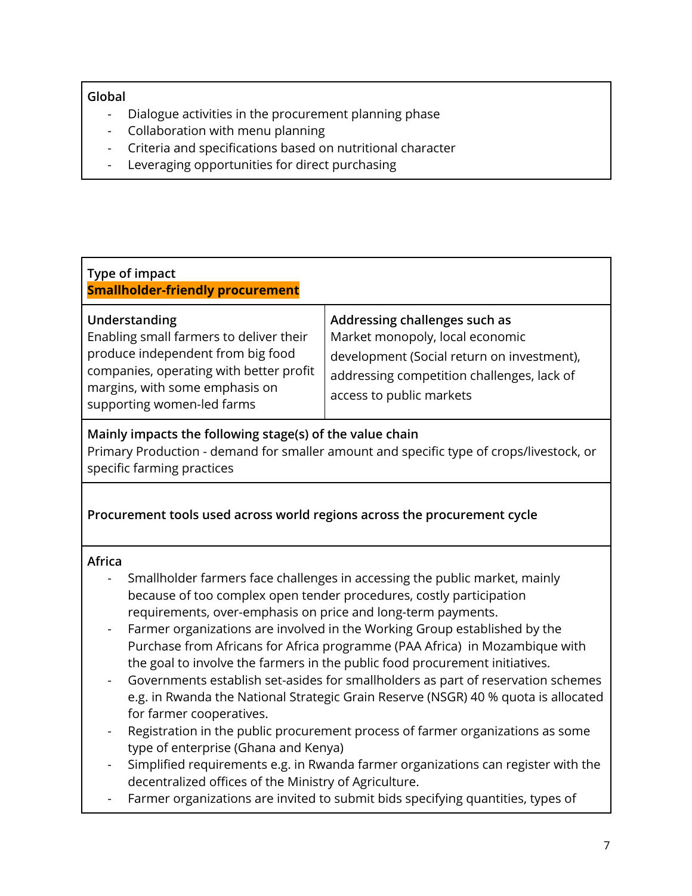**Global**

- Dialogue activities in the procurement planning phase
- Collaboration with menu planning
- Criteria and specifications based on nutritional character
- Leveraging opportunities for direct purchasing

**Type of impact**
**Smallholder-friendly procurement**

| **Understanding** | **Addressing challenges such as** |
|---|---|
| Enabling small farmers to deliver their produce independent from big food companies, operating with better profit margins, with some emphasis on supporting women-led farms | Market monopoly, local economic development (Social return on investment), addressing competition challenges, lack of access to public markets |

**Mainly impacts the following stage(s) of the value chain**
Primary Production - demand for smaller amount and specific type of crops/livestock, or specific farming practices

**Procurement tools used across world regions across the procurement cycle**

**Africa**

- Smallholder farmers face challenges in accessing the public market, mainly because of too complex open tender procedures, costly participation requirements, over-emphasis on price and long-term payments.
- Farmer organizations are involved in the Working Group established by the Purchase from Africans for Africa programme (PAA Africa) in Mozambique with the goal to involve the farmers in the public food procurement initiatives.
- Governments establish set-asides for smallholders as part of reservation schemes e.g. in Rwanda the National Strategic Grain Reserve (NSGR) 40 % quota is allocated for farmer cooperatives.
- Registration in the public procurement process of farmer organizations as some type of enterprise (Ghana and Kenya)
- Simplified requirements e.g. in Rwanda farmer organizations can register with the decentralized offices of the Ministry of Agriculture.
- Farmer organizations are invited to submit bids specifying quantities, types of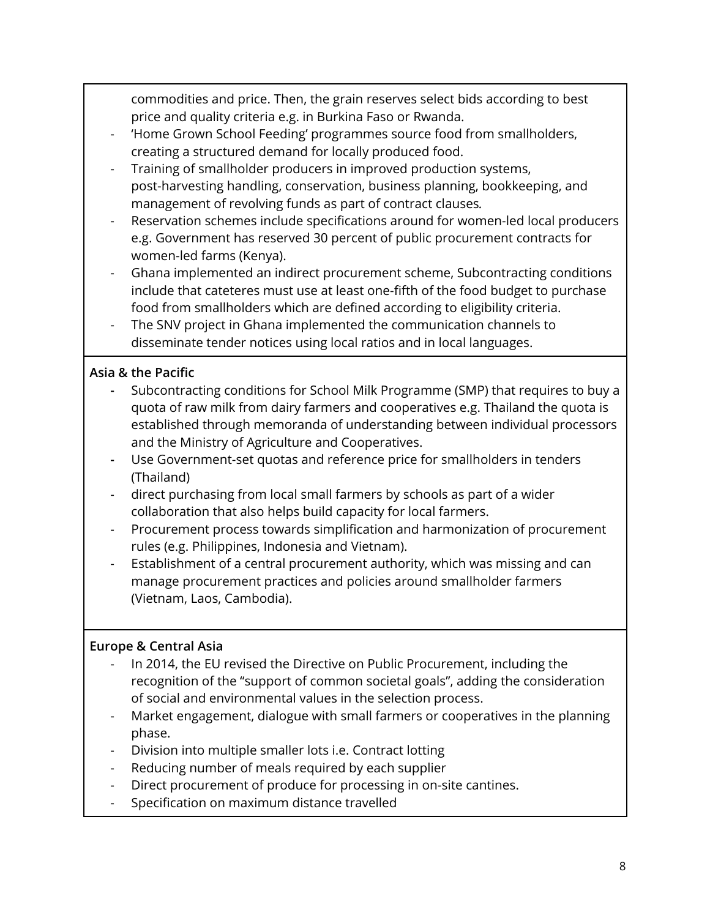- commodities and price. Then, the grain reserves select bids according to best price and quality criteria e.g. in Burkina Faso or Rwanda.
- 'Home Grown School Feeding' programmes source food from smallholders, creating a structured demand for locally produced food.
- Training of smallholder producers in improved production systems, post-harvesting handling, conservation, business planning, bookkeeping, and management of revolving funds as part of contract clauses.
- Reservation schemes include specifications around for women-led local producers e.g. Government has reserved 30 percent of public procurement contracts for women-led farms (Kenya).
- Ghana implemented an indirect procurement scheme, Subcontracting conditions include that cateteres must use at least one-fifth of the food budget to purchase food from smallholders which are defined according to eligibility criteria.
- The SNV project in Ghana implemented the communication channels to disseminate tender notices using local ratios and in local languages.

**Asia & the Pacific**

- Subcontracting conditions for School Milk Programme (SMP) that requires to buy a quota of raw milk from dairy farmers and cooperatives e.g. Thailand the quota is established through memoranda of understanding between individual processors and the Ministry of Agriculture and Cooperatives.
- Use Government-set quotas and reference price for smallholders in tenders (Thailand)
- direct purchasing from local small farmers by schools as part of a wider collaboration that also helps build capacity for local farmers.
- Procurement process towards simplification and harmonization of procurement rules (e.g. Philippines, Indonesia and Vietnam).
- Establishment of a central procurement authority, which was missing and can manage procurement practices and policies around smallholder farmers (Vietnam, Laos, Cambodia).

**Europe & Central Asia**

- In 2014, the EU revised the Directive on Public Procurement, including the recognition of the "support of common societal goals", adding the consideration of social and environmental values in the selection process.
- Market engagement, dialogue with small farmers or cooperatives in the planning phase.
- Division into multiple smaller lots i.e. Contract lotting
- Reducing number of meals required by each supplier
- Direct procurement of produce for processing in on-site cantines.
- Specification on maximum distance travelled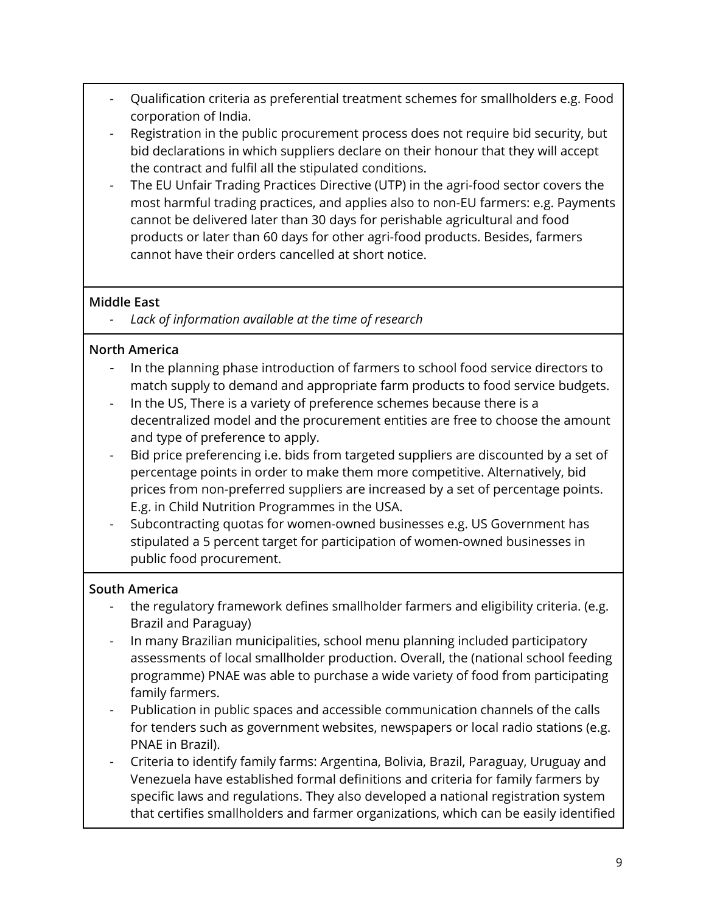- Qualification criteria as preferential treatment schemes for smallholders e.g. Food corporation of India.
- Registration in the public procurement process does not require bid security, but bid declarations in which suppliers declare on their honour that they will accept the contract and fulfil all the stipulated conditions.
- The EU Unfair Trading Practices Directive (UTP) in the agri-food sector covers the most harmful trading practices, and applies also to non-EU farmers: e.g. Payments cannot be delivered later than 30 days for perishable agricultural and food products or later than 60 days for other agri-food products. Besides, farmers cannot have their orders cancelled at short notice.

**Middle East**

- *Lack of information available at the time of research*

**North America**

- In the planning phase introduction of farmers to school food service directors to match supply to demand and appropriate farm products to food service budgets.
- In the US, There is a variety of preference schemes because there is a decentralized model and the procurement entities are free to choose the amount and type of preference to apply.
- Bid price preferencing i.e. bids from targeted suppliers are discounted by a set of percentage points in order to make them more competitive. Alternatively, bid prices from non-preferred suppliers are increased by a set of percentage points. E.g. in Child Nutrition Programmes in the USA.
- Subcontracting quotas for women-owned businesses e.g. US Government has stipulated a 5 percent target for participation of women-owned businesses in public food procurement.

**South America**

- the regulatory framework defines smallholder farmers and eligibility criteria. (e.g. Brazil and Paraguay)
- In many Brazilian municipalities, school menu planning included participatory assessments of local smallholder production. Overall, the (national school feeding programme) PNAE was able to purchase a wide variety of food from participating family farmers.
- Publication in public spaces and accessible communication channels of the calls for tenders such as government websites, newspapers or local radio stations (e.g. PNAE in Brazil).
- Criteria to identify family farms: Argentina, Bolivia, Brazil, Paraguay, Uruguay and Venezuela have established formal definitions and criteria for family farmers by specific laws and regulations. They also developed a national registration system that certifies smallholders and farmer organizations, which can be easily identified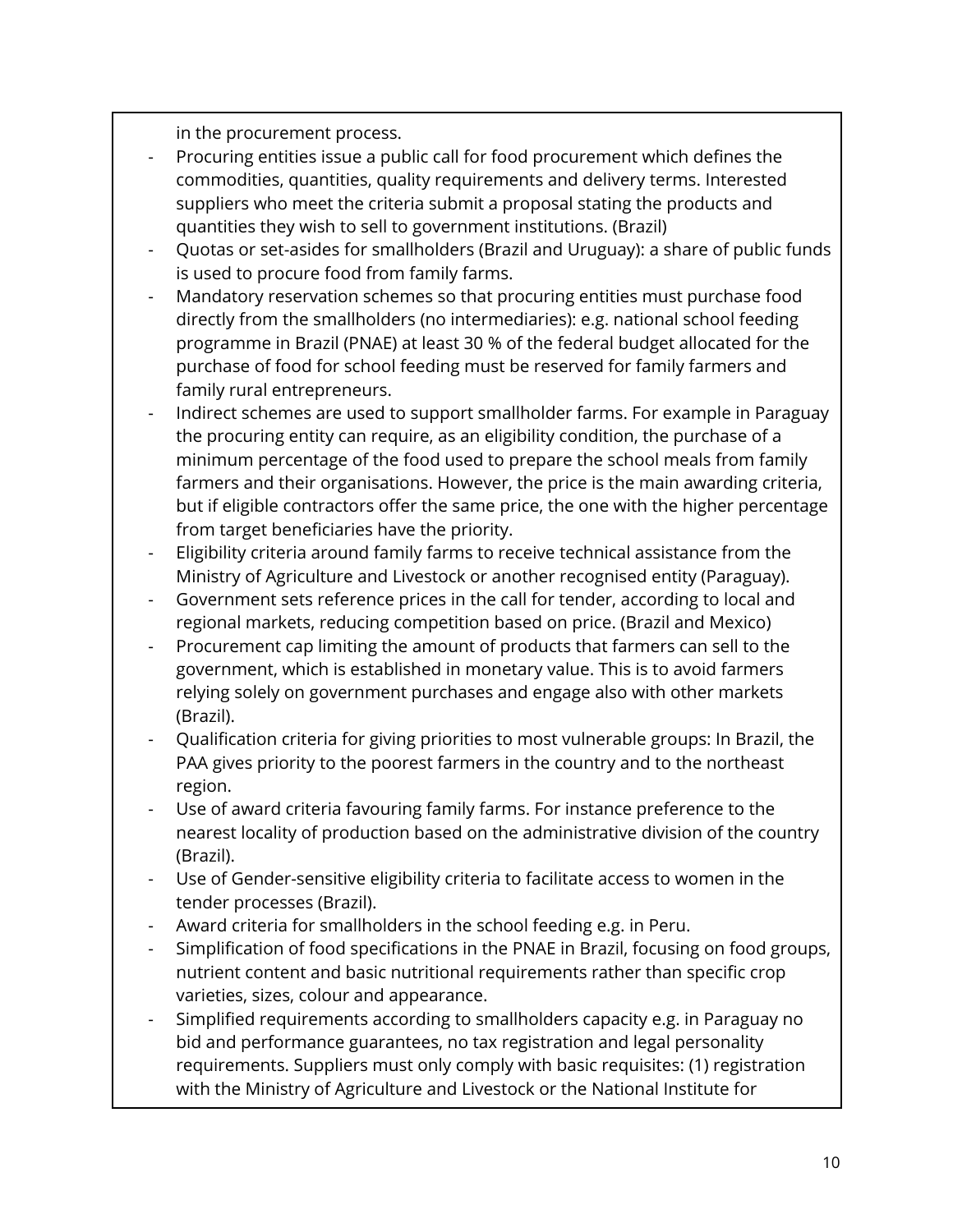in the procurement process.

- Procuring entities issue a public call for food procurement which defines the commodities, quantities, quality requirements and delivery terms. Interested suppliers who meet the criteria submit a proposal stating the products and quantities they wish to sell to government institutions. (Brazil)
- Quotas or set-asides for smallholders (Brazil and Uruguay): a share of public funds is used to procure food from family farms.
- Mandatory reservation schemes so that procuring entities must purchase food directly from the smallholders (no intermediaries): e.g. national school feeding programme in Brazil (PNAE) at least 30 % of the federal budget allocated for the purchase of food for school feeding must be reserved for family farmers and family rural entrepreneurs.
- Indirect schemes are used to support smallholder farms. For example in Paraguay the procuring entity can require, as an eligibility condition, the purchase of a minimum percentage of the food used to prepare the school meals from family farmers and their organisations. However, the price is the main awarding criteria, but if eligible contractors offer the same price, the one with the higher percentage from target beneficiaries have the priority.
- Eligibility criteria around family farms to receive technical assistance from the Ministry of Agriculture and Livestock or another recognised entity (Paraguay).
- Government sets reference prices in the call for tender, according to local and regional markets, reducing competition based on price. (Brazil and Mexico)
- Procurement cap limiting the amount of products that farmers can sell to the government, which is established in monetary value. This is to avoid farmers relying solely on government purchases and engage also with other markets (Brazil).
- Qualification criteria for giving priorities to most vulnerable groups: In Brazil, the PAA gives priority to the poorest farmers in the country and to the northeast region.
- Use of award criteria favouring family farms. For instance preference to the nearest locality of production based on the administrative division of the country (Brazil).
- Use of Gender-sensitive eligibility criteria to facilitate access to women in the tender processes (Brazil).
- Award criteria for smallholders in the school feeding e.g. in Peru.
- Simplification of food specifications in the PNAE in Brazil, focusing on food groups, nutrient content and basic nutritional requirements rather than specific crop varieties, sizes, colour and appearance.
- Simplified requirements according to smallholders capacity e.g. in Paraguay no bid and performance guarantees, no tax registration and legal personality requirements. Suppliers must only comply with basic requisites: (1) registration with the Ministry of Agriculture and Livestock or the National Institute for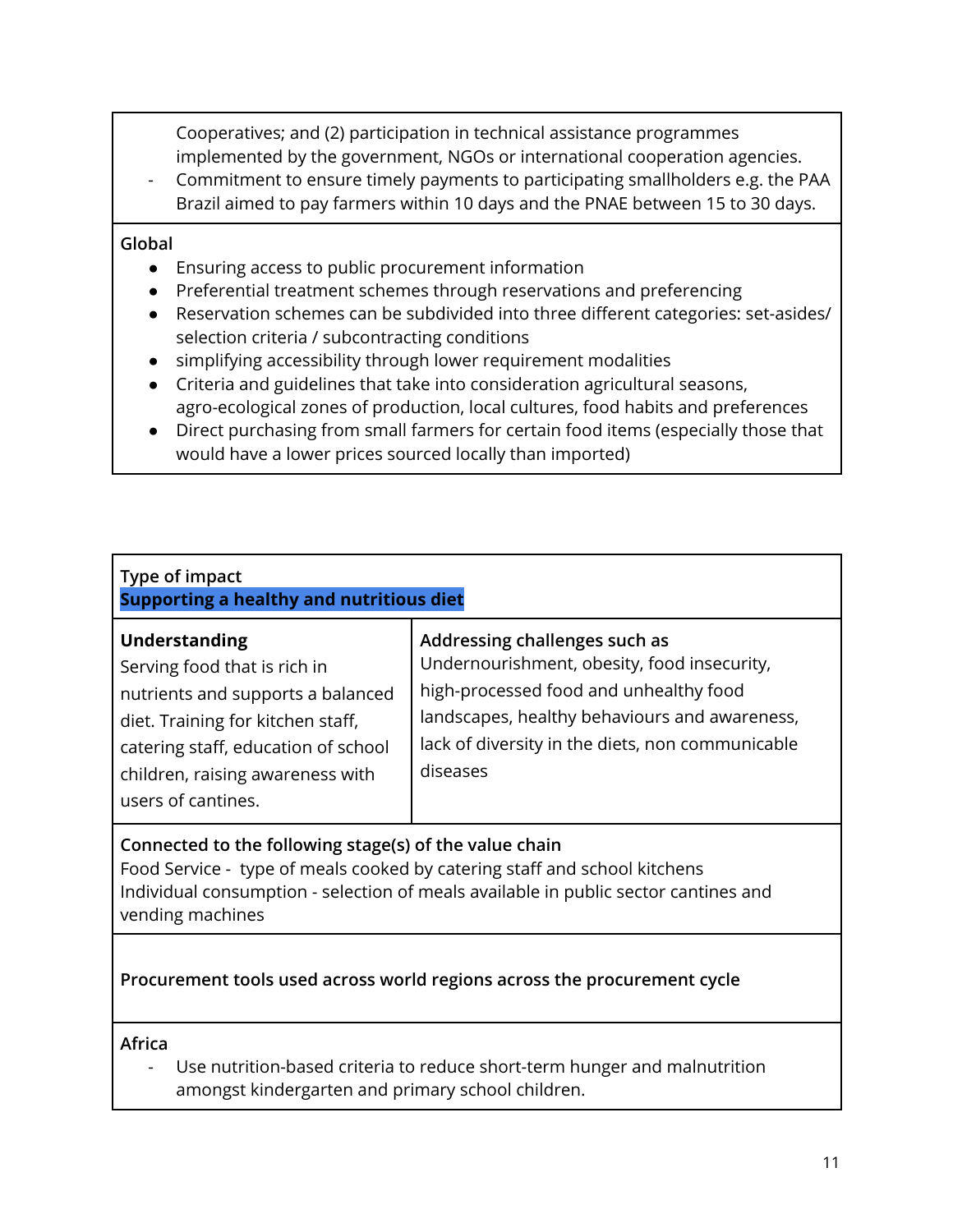- Cooperatives; and (2) participation in technical assistance programmes implemented by the government, NGOs or international cooperation agencies.
- Commitment to ensure timely payments to participating smallholders e.g. the PAA Brazil aimed to pay farmers within 10 days and the PNAE between 15 to 30 days.

**Global**

- Ensuring access to public procurement information
- Preferential treatment schemes through reservations and preferencing
- Reservation schemes can be subdivided into three different categories: set-asides/ selection criteria / subcontracting conditions
- simplifying accessibility through lower requirement modalities
- Criteria and guidelines that take into consideration agricultural seasons, agro-ecological zones of production, local cultures, food habits and preferences
- Direct purchasing from small farmers for certain food items (especially those that would have a lower prices sourced locally than imported)

Type of impact
**Supporting a healthy and nutritious diet**

| **Understanding** | **Addressing challenges such as** |
|---|---|
| Serving food that is rich in nutrients and supports a balanced diet. Training for kitchen staff, catering staff, education of school children, raising awareness with users of cantines. | Undernourishment, obesity, food insecurity, high-processed food and unhealthy food landscapes, healthy behaviours and awareness, lack of diversity in the diets, non communicable diseases |

**Connected to the following stage(s) of the value chain**
Food Service - type of meals cooked by catering staff and school kitchens
Individual consumption - selection of meals available in public sector cantines and vending machines

**Procurement tools used across world regions across the procurement cycle**

**Africa**

- Use nutrition-based criteria to reduce short-term hunger and malnutrition amongst kindergarten and primary school children.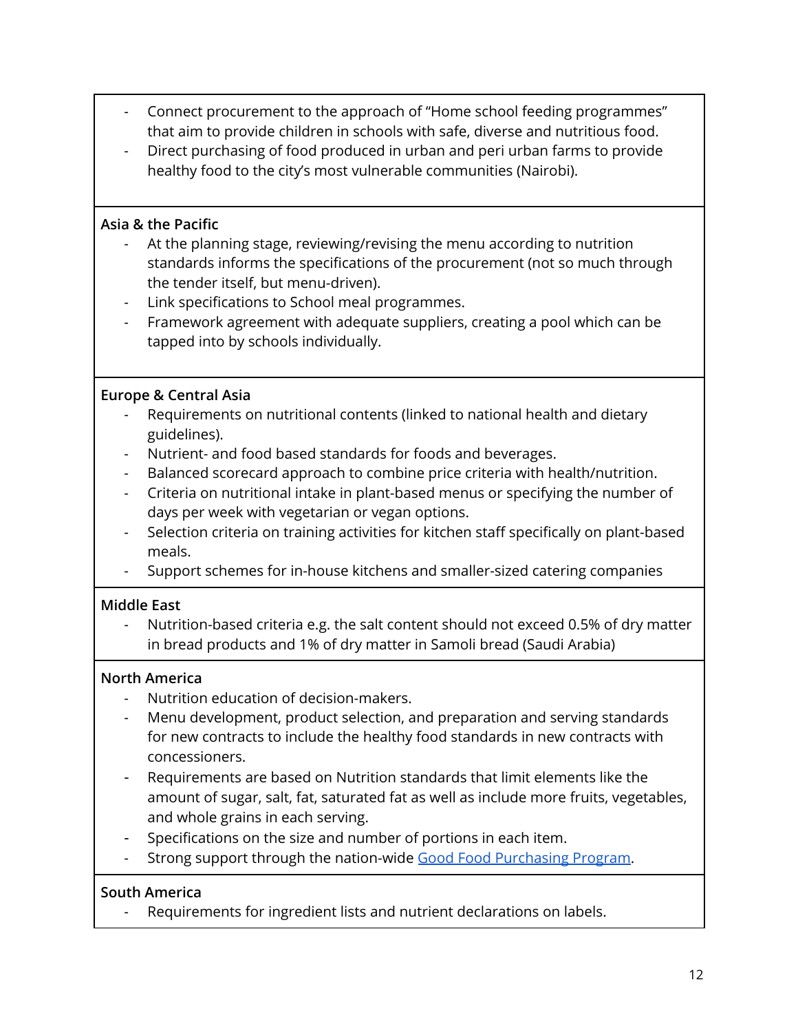- Connect procurement to the approach of "Home school feeding programmes" that aim to provide children in schools with safe, diverse and nutritious food.
- Direct purchasing of food produced in urban and peri urban farms to provide healthy food to the city's most vulnerable communities (Nairobi).

**Asia & the Pacific**

- At the planning stage, reviewing/revising the menu according to nutrition standards informs the specifications of the procurement (not so much through the tender itself, but menu-driven).
- Link specifications to School meal programmes.
- Framework agreement with adequate suppliers, creating a pool which can be tapped into by schools individually.

**Europe & Central Asia**

- Requirements on nutritional contents (linked to national health and dietary guidelines).
- Nutrient- and food based standards for foods and beverages.
- Balanced scorecard approach to combine price criteria with health/nutrition.
- Criteria on nutritional intake in plant-based menus or specifying the number of days per week with vegetarian or vegan options.
- Selection criteria on training activities for kitchen staff specifically on plant-based meals.
- Support schemes for in-house kitchens and smaller-sized catering companies

**Middle East**

- Nutrition-based criteria e.g. the salt content should not exceed 0.5% of dry matter in bread products and 1% of dry matter in Samoli bread (Saudi Arabia)

**North America**

- Nutrition education of decision-makers.
- Menu development, product selection, and preparation and serving standards for new contracts to include the healthy food standards in new contracts with concessioners.
- Requirements are based on Nutrition standards that limit elements like the amount of sugar, salt, fat, saturated fat as well as include more fruits, vegetables, and whole grains in each serving.
- Specifications on the size and number of portions in each item.
- Strong support through the nation-wide Good Food Purchasing Program.

**South America**

- Requirements for ingredient lists and nutrient declarations on labels.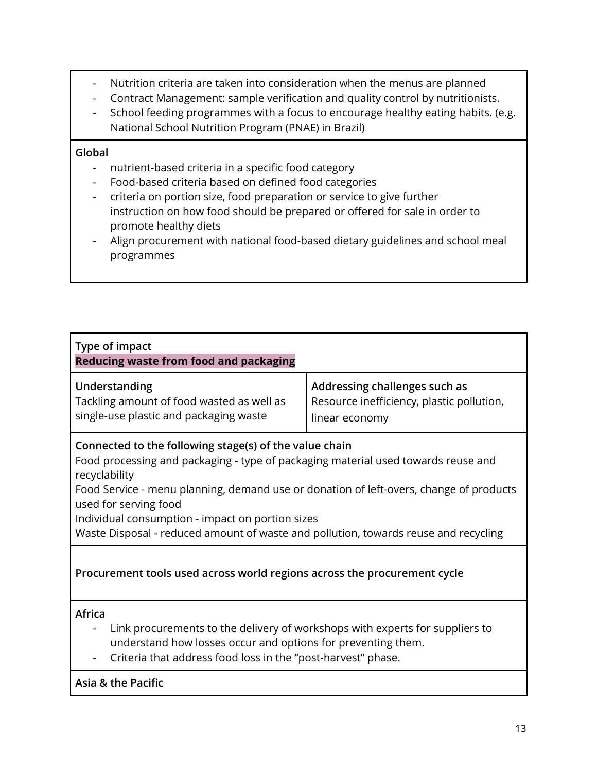- Nutrition criteria are taken into consideration when the menus are planned
- Contract Management: sample verification and quality control by nutritionists.
- School feeding programmes with a focus to encourage healthy eating habits. (e.g. National School Nutrition Program (PNAE) in Brazil)

**Global**

- nutrient-based criteria in a specific food category
- Food-based criteria based on defined food categories
- criteria on portion size, food preparation or service to give further instruction on how food should be prepared or offered for sale in order to promote healthy diets
- Align procurement with national food-based dietary guidelines and school meal programmes

---

**Type of impact**
**Reducing waste from food and packaging**

| **Understanding** | **Addressing challenges such as** |
| --- | --- |
| Tackling amount of food wasted as well as single-use plastic and packaging waste | Resource inefficiency, plastic pollution, linear economy |

**Connected to the following stage(s) of the value chain**

Food processing and packaging - type of packaging material used towards reuse and recyclability
Food Service - menu planning, demand use or donation of left-overs, change of products used for serving food
Individual consumption - impact on portion sizes
Waste Disposal - reduced amount of waste and pollution, towards reuse and recycling

**Procurement tools used across world regions across the procurement cycle**

**Africa**

- Link procurements to the delivery of workshops with experts for suppliers to understand how losses occur and options for preventing them.
- Criteria that address food loss in the "post-harvest" phase.

**Asia & the Pacific**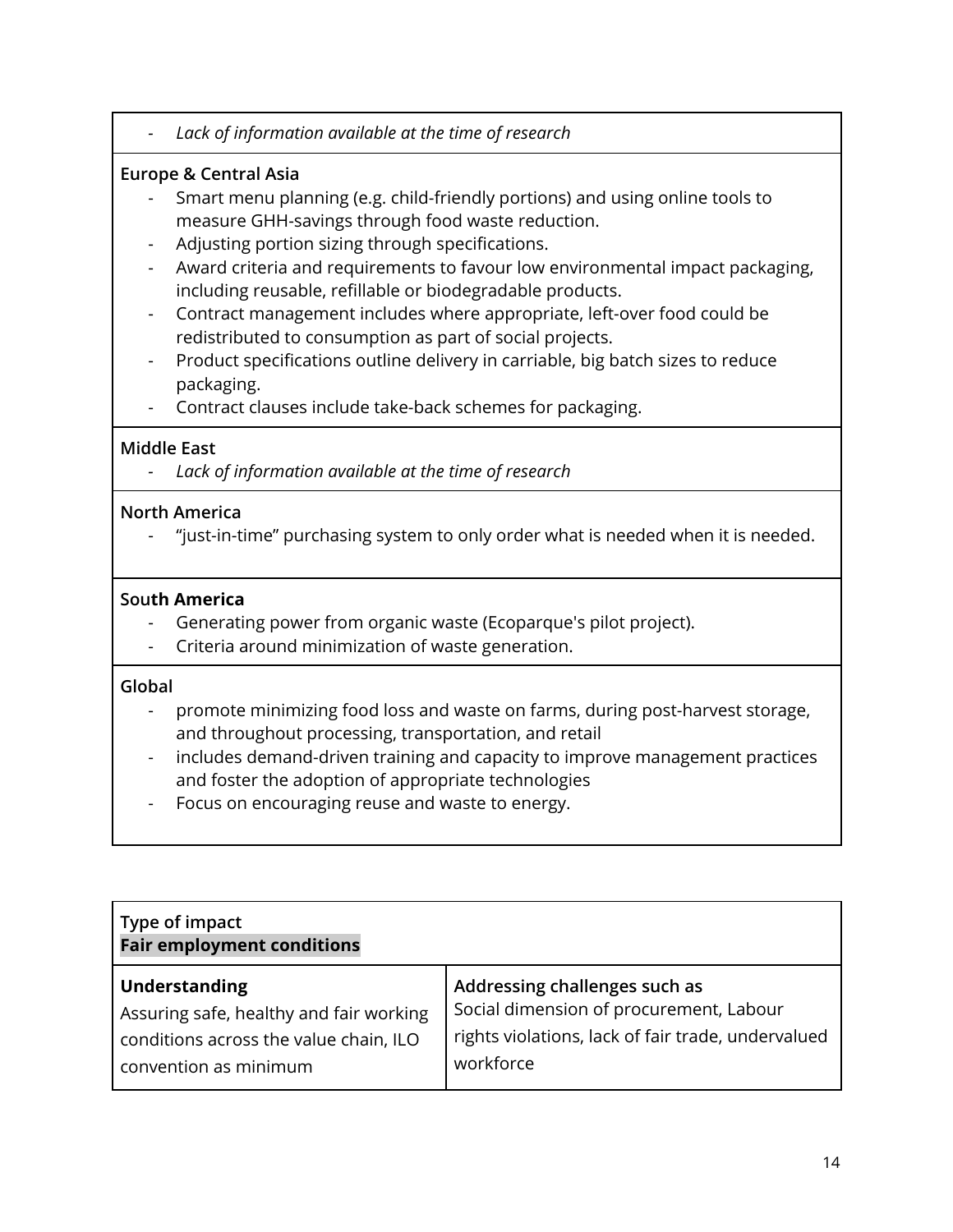- *Lack of information available at the time of research*

**Europe & Central Asia**

- Smart menu planning (e.g. child-friendly portions) and using online tools to measure GHH-savings through food waste reduction.
- Adjusting portion sizing through specifications.
- Award criteria and requirements to favour low environmental impact packaging, including reusable, refillable or biodegradable products.
- Contract management includes where appropriate, left-over food could be redistributed to consumption as part of social projects.
- Product specifications outline delivery in carriable, big batch sizes to reduce packaging.
- Contract clauses include take-back schemes for packaging.

**Middle East**

- *Lack of information available at the time of research*

**North America**

- "just-in-time" purchasing system to only order what is needed when it is needed.

**South America**

- Generating power from organic waste (Ecoparque's pilot project).
- Criteria around minimization of waste generation.

**Global**

- promote minimizing food loss and waste on farms, during post-harvest storage, and throughout processing, transportation, and retail
- includes demand-driven training and capacity to improve management practices and foster the adoption of appropriate technologies
- Focus on encouraging reuse and waste to energy.

| Type of impact<br>**Fair employment conditions** | |
|---|---|
| **Understanding**<br>Assuring safe, healthy and fair working conditions across the value chain, ILO convention as minimum | **Addressing challenges such as**<br>Social dimension of procurement, Labour rights violations, lack of fair trade, undervalued workforce |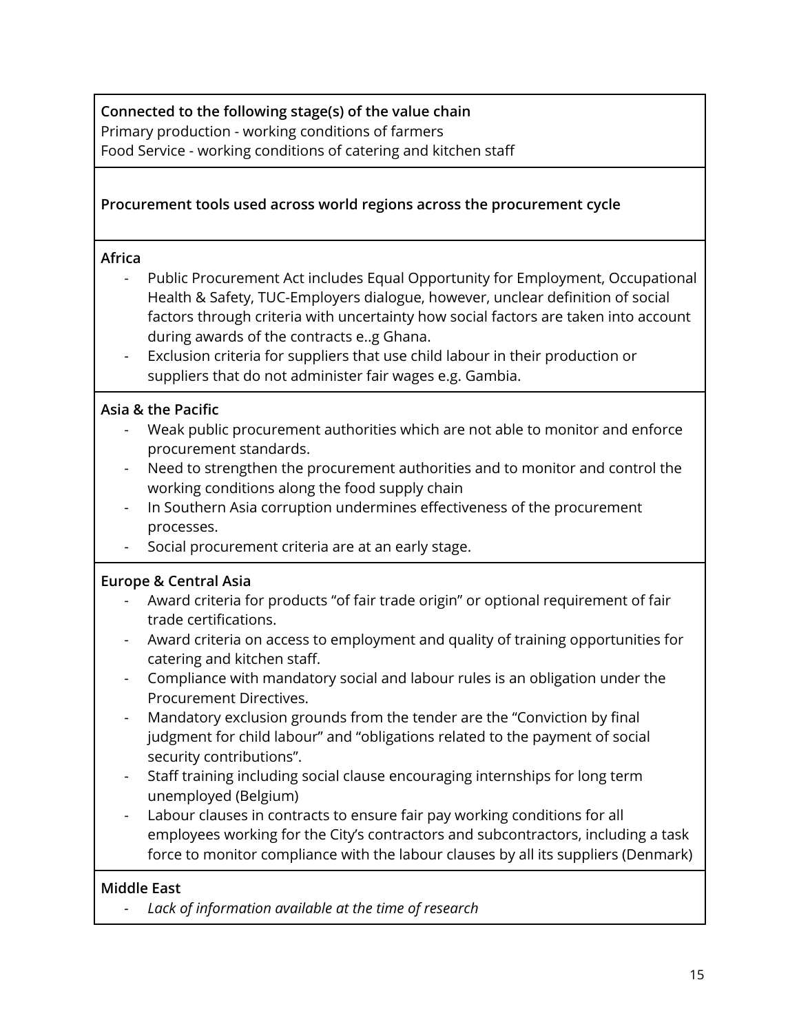**Connected to the following stage(s) of the value chain**
Primary production - working conditions of farmers
Food Service - working conditions of catering and kitchen staff

**Procurement tools used across world regions across the procurement cycle**

**Africa**

- Public Procurement Act includes Equal Opportunity for Employment, Occupational Health & Safety, TUC-Employers dialogue, however, unclear definition of social factors through criteria with uncertainty how social factors are taken into account during awards of the contracts e..g Ghana.
- Exclusion criteria for suppliers that use child labour in their production or suppliers that do not administer fair wages e.g. Gambia.

**Asia & the Pacific**

- Weak public procurement authorities which are not able to monitor and enforce procurement standards.
- Need to strengthen the procurement authorities and to monitor and control the working conditions along the food supply chain
- In Southern Asia corruption undermines effectiveness of the procurement processes.
- Social procurement criteria are at an early stage.

**Europe & Central Asia**

- Award criteria for products "of fair trade origin" or optional requirement of fair trade certifications.
- Award criteria on access to employment and quality of training opportunities for catering and kitchen staff.
- Compliance with mandatory social and labour rules is an obligation under the Procurement Directives.
- Mandatory exclusion grounds from the tender are the "Conviction by final judgment for child labour" and "obligations related to the payment of social security contributions".
- Staff training including social clause encouraging internships for long term unemployed (Belgium)
- Labour clauses in contracts to ensure fair pay working conditions for all employees working for the City's contractors and subcontractors, including a task force to monitor compliance with the labour clauses by all its suppliers (Denmark)

**Middle East**

- *Lack of information available at the time of research*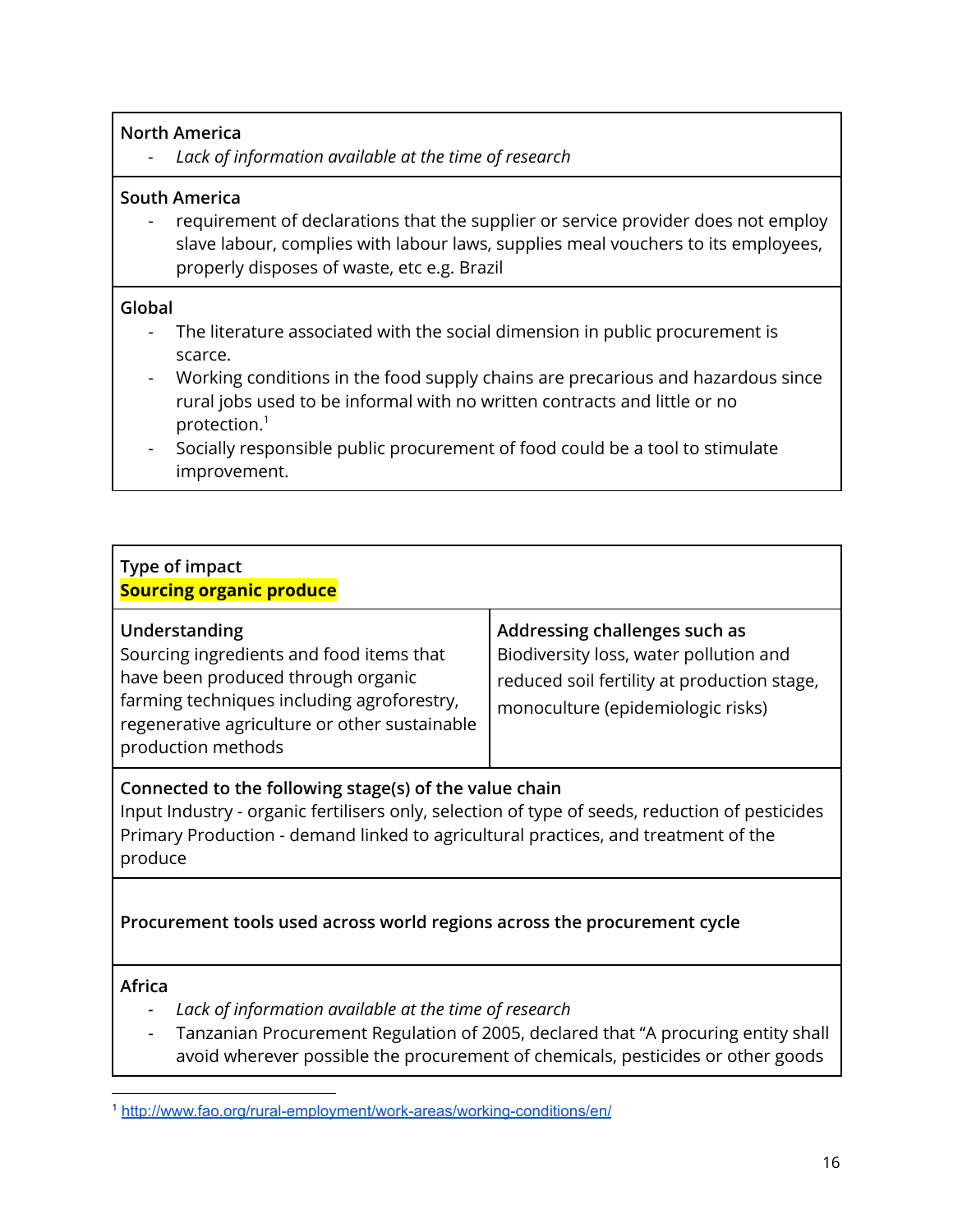**North America**

- *Lack of information available at the time of research*

**South America**

- requirement of declarations that the supplier or service provider does not employ slave labour, complies with labour laws, supplies meal vouchers to its employees, properly disposes of waste, etc e.g. Brazil

**Global**

- The literature associated with the social dimension in public procurement is scarce.
- Working conditions in the food supply chains are precarious and hazardous since rural jobs used to be informal with no written contracts and little or no protection.[1]
- Socially responsible public procurement of food could be a tool to stimulate improvement.

---

**Type of impact**
**Sourcing organic produce**

| Understanding | Addressing challenges such as |
|---|---|
| Sourcing ingredients and food items that have been produced through organic farming techniques including agroforestry, regenerative agriculture or other sustainable production methods | Biodiversity loss, water pollution and reduced soil fertility at production stage, monoculture (epidemiologic risks) |

**Connected to the following stage(s) of the value chain**
Input Industry - organic fertilisers only, selection of type of seeds, reduction of pesticides
Primary Production - demand linked to agricultural practices, and treatment of the produce

**Procurement tools used across world regions across the procurement cycle**

**Africa**

- *Lack of information available at the time of research*
- Tanzanian Procurement Regulation of 2005, declared that "A procuring entity shall avoid wherever possible the procurement of chemicals, pesticides or other goods

---

[1] http://www.fao.org/rural-employment/work-areas/working-conditions/en/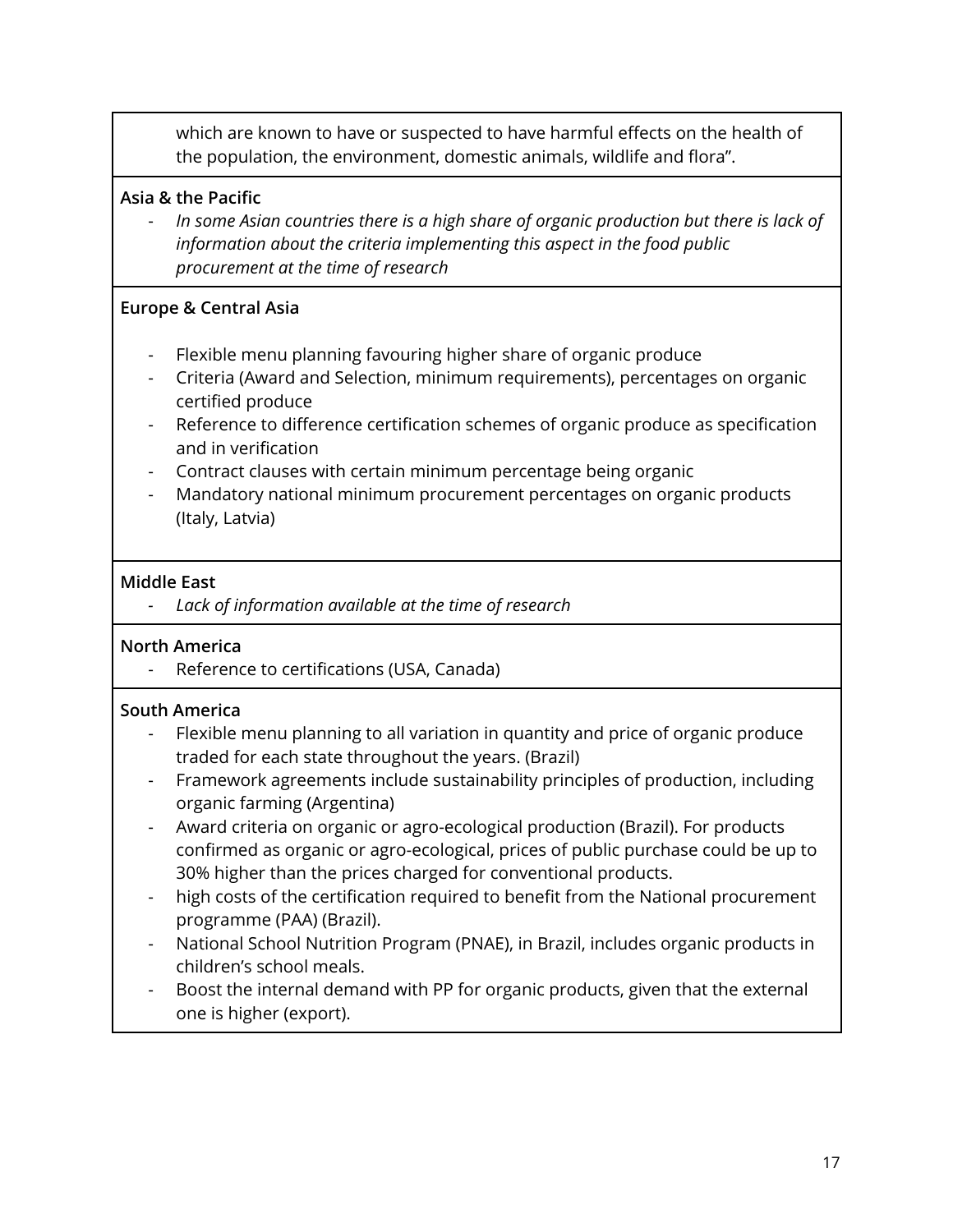which are known to have or suspected to have harmful effects on the health of the population, the environment, domestic animals, wildlife and flora".

**Asia & the Pacific**

- *In some Asian countries there is a high share of organic production but there is lack of information about the criteria implementing this aspect in the food public procurement at the time of research*

**Europe & Central Asia**

- Flexible menu planning favouring higher share of organic produce
- Criteria (Award and Selection, minimum requirements), percentages on organic certified produce
- Reference to difference certification schemes of organic produce as specification and in verification
- Contract clauses with certain minimum percentage being organic
- Mandatory national minimum procurement percentages on organic products (Italy, Latvia)

**Middle East**

- *Lack of information available at the time of research*

**North America**

- Reference to certifications (USA, Canada)

**South America**

- Flexible menu planning to all variation in quantity and price of organic produce traded for each state throughout the years. (Brazil)
- Framework agreements include sustainability principles of production, including organic farming (Argentina)
- Award criteria on organic or agro-ecological production (Brazil). For products confirmed as organic or agro-ecological, prices of public purchase could be up to 30% higher than the prices charged for conventional products.
- high costs of the certification required to benefit from the National procurement programme (PAA) (Brazil).
- National School Nutrition Program (PNAE), in Brazil, includes organic products in children's school meals.
- Boost the internal demand with PP for organic products, given that the external one is higher (export).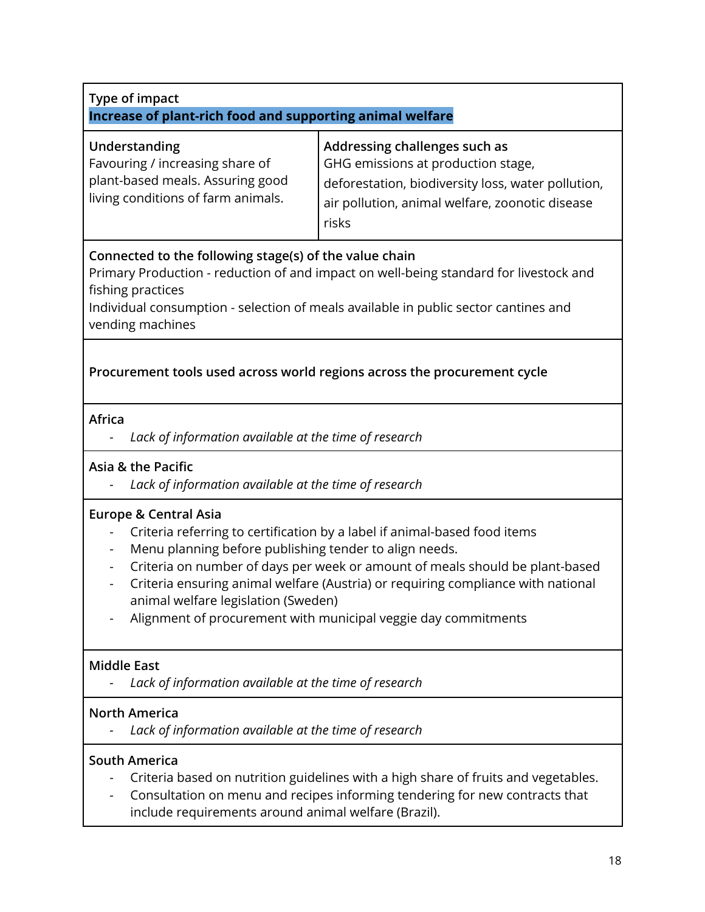**Type of impact**

**Increase of plant-rich food and supporting animal welfare**

| **Understanding** | **Addressing challenges such as** |
|---|---|
| Favouring / increasing share of plant-based meals. Assuring good living conditions of farm animals. | GHG emissions at production stage, deforestation, biodiversity loss, water pollution, air pollution, animal welfare, zoonotic disease risks |

**Connected to the following stage(s) of the value chain**

Primary Production - reduction of and impact on well-being standard for livestock and fishing practices

Individual consumption - selection of meals available in public sector cantines and vending machines

**Procurement tools used across world regions across the procurement cycle**

**Africa**

- *Lack of information available at the time of research*

**Asia & the Pacific**

- *Lack of information available at the time of research*

**Europe & Central Asia**

- Criteria referring to certification by a label if animal-based food items
- Menu planning before publishing tender to align needs.
- Criteria on number of days per week or amount of meals should be plant-based
- Criteria ensuring animal welfare (Austria) or requiring compliance with national animal welfare legislation (Sweden)
- Alignment of procurement with municipal veggie day commitments

**Middle East**

- *Lack of information available at the time of research*

**North America**

- *Lack of information available at the time of research*

**South America**

- Criteria based on nutrition guidelines with a high share of fruits and vegetables.
- Consultation on menu and recipes informing tendering for new contracts that include requirements around animal welfare (Brazil).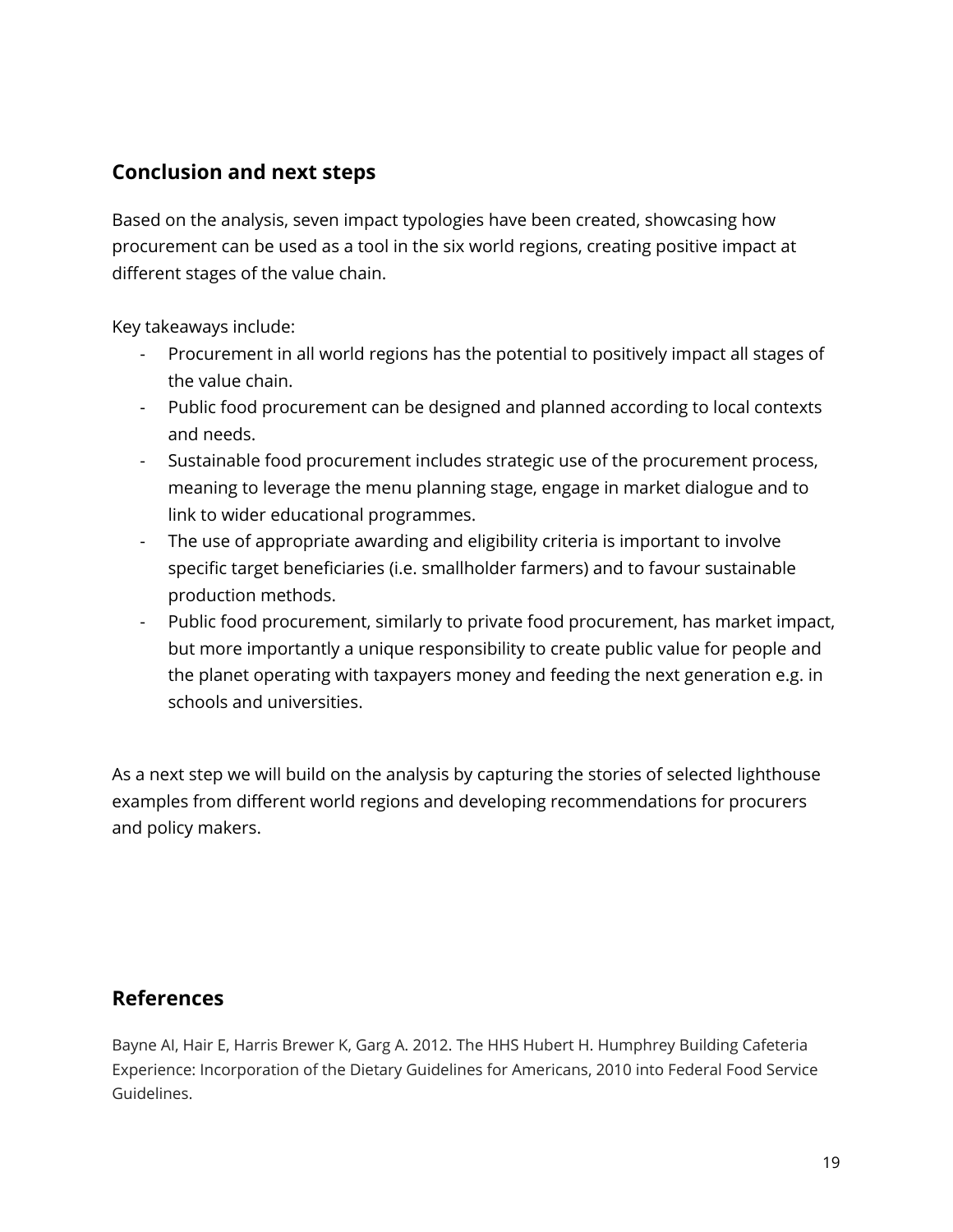## Conclusion and next steps

Based on the analysis, seven impact typologies have been created, showcasing how procurement can be used as a tool in the six world regions, creating positive impact at different stages of the value chain.

Key takeaways include:

- Procurement in all world regions has the potential to positively impact all stages of the value chain.
- Public food procurement can be designed and planned according to local contexts and needs.
- Sustainable food procurement includes strategic use of the procurement process, meaning to leverage the menu planning stage, engage in market dialogue and to link to wider educational programmes.
- The use of appropriate awarding and eligibility criteria is important to involve specific target beneficiaries (i.e. smallholder farmers) and to favour sustainable production methods.
- Public food procurement, similarly to private food procurement, has market impact, but more importantly a unique responsibility to create public value for people and the planet operating with taxpayers money and feeding the next generation e.g. in schools and universities.

As a next step we will build on the analysis by capturing the stories of selected lighthouse examples from different world regions and developing recommendations for procurers and policy makers.

## References

Bayne AI, Hair E, Harris Brewer K, Garg A. 2012. The HHS Hubert H. Humphrey Building Cafeteria Experience: Incorporation of the Dietary Guidelines for Americans, 2010 into Federal Food Service Guidelines.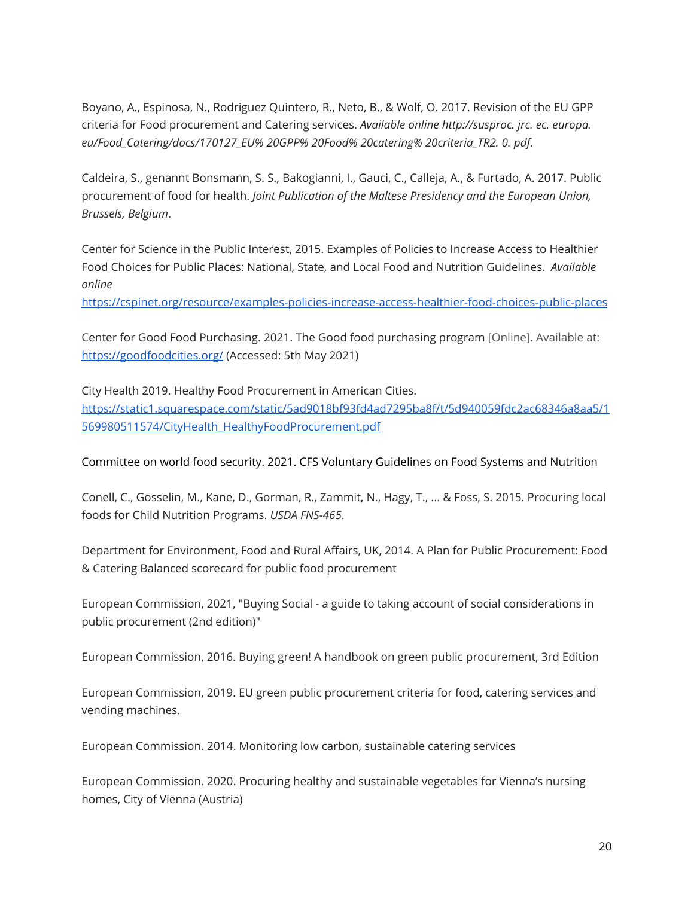Boyano, A., Espinosa, N., Rodriguez Quintero, R., Neto, B., & Wolf, O. 2017. Revision of the EU GPP criteria for Food procurement and Catering services. *Available online http://susproc. jrc. ec. europa. eu/Food_Catering/docs/170127_EU% 20GPP% 20Food% 20catering% 20criteria_TR2. 0. pdf.*

Caldeira, S., genannt Bonsmann, S. S., Bakogianni, I., Gauci, C., Calleja, A., & Furtado, A. 2017. Public procurement of food for health. *Joint Publication of the Maltese Presidency and the European Union, Brussels, Belgium*.

Center for Science in the Public Interest, 2015. Examples of Policies to Increase Access to Healthier Food Choices for Public Places: National, State, and Local Food and Nutrition Guidelines. *Available online* https://cspinet.org/resource/examples-policies-increase-access-healthier-food-choices-public-places

Center for Good Food Purchasing. 2021. The Good food purchasing program [Online]. Available at: https://goodfoodcities.org/ (Accessed: 5th May 2021)

City Health 2019. Healthy Food Procurement in American Cities. https://static1.squarespace.com/static/5ad9018bf93fd4ad7295ba8f/t/5d940059fdc2ac68346a8aa5/1569980511574/CityHealth_HealthyFoodProcurement.pdf

Committee on world food security. 2021. CFS Voluntary Guidelines on Food Systems and Nutrition

Conell, C., Gosselin, M., Kane, D., Gorman, R., Zammit, N., Hagy, T., ... & Foss, S. 2015. Procuring local foods for Child Nutrition Programs. *USDA FNS-465*.

Department for Environment, Food and Rural Affairs, UK, 2014. A Plan for Public Procurement: Food & Catering Balanced scorecard for public food procurement

European Commission, 2021, "Buying Social - a guide to taking account of social considerations in public procurement (2nd edition)"

European Commission, 2016. Buying green! A handbook on green public procurement, 3rd Edition

European Commission, 2019. EU green public procurement criteria for food, catering services and vending machines.

European Commission. 2014. Monitoring low carbon, sustainable catering services

European Commission. 2020. Procuring healthy and sustainable vegetables for Vienna's nursing homes, City of Vienna (Austria)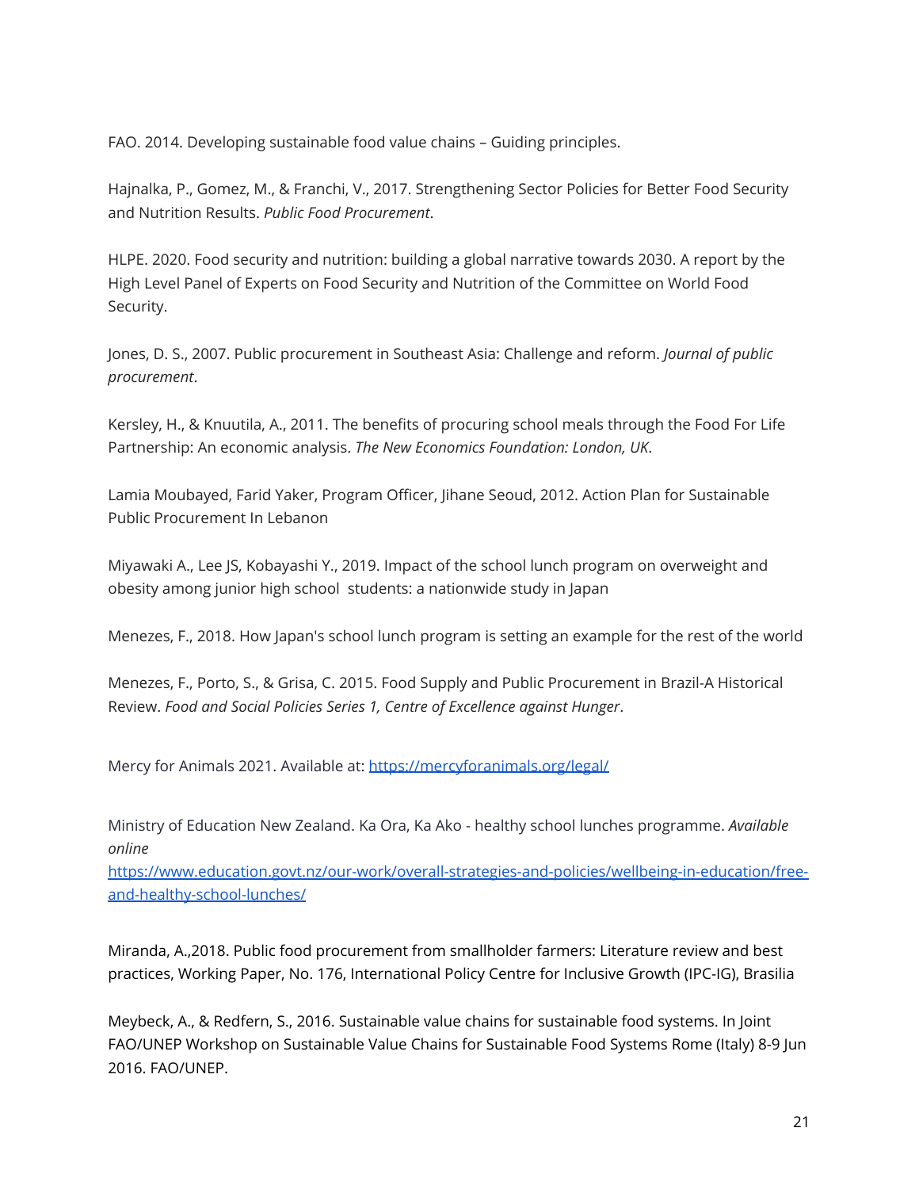FAO. 2014. Developing sustainable food value chains – Guiding principles.

Hajnalka, P., Gomez, M., & Franchi, V., 2017. Strengthening Sector Policies for Better Food Security and Nutrition Results. *Public Food Procurement*.

HLPE. 2020. Food security and nutrition: building a global narrative towards 2030. A report by the High Level Panel of Experts on Food Security and Nutrition of the Committee on World Food Security.

Jones, D. S., 2007. Public procurement in Southeast Asia: Challenge and reform. *Journal of public procurement*.

Kersley, H., & Knuutila, A., 2011. The benefits of procuring school meals through the Food For Life Partnership: An economic analysis. *The New Economics Foundation: London, UK*.

Lamia Moubayed, Farid Yaker, Program Officer, Jihane Seoud, 2012. Action Plan for Sustainable Public Procurement In Lebanon

Miyawaki A., Lee JS, Kobayashi Y., 2019. Impact of the school lunch program on overweight and obesity among junior high school students: a nationwide study in Japan

Menezes, F., 2018. How Japan's school lunch program is setting an example for the rest of the world

Menezes, F., Porto, S., & Grisa, C. 2015. Food Supply and Public Procurement in Brazil-A Historical Review. *Food and Social Policies Series 1, Centre of Excellence against Hunger*.

Mercy for Animals 2021. Available at: [https://mercyforanimals.org/legal/](https://mercyforanimals.org/legal/)

Ministry of Education New Zealand. Ka Ora, Ka Ako - healthy school lunches programme. *Available online* [https://www.education.govt.nz/our-work/overall-strategies-and-policies/wellbeing-in-education/free-and-healthy-school-lunches/](https://www.education.govt.nz/our-work/overall-strategies-and-policies/wellbeing-in-education/free-and-healthy-school-lunches/)

Miranda, A.,2018. Public food procurement from smallholder farmers: Literature review and best practices, Working Paper, No. 176, International Policy Centre for Inclusive Growth (IPC-IG), Brasilia

Meybeck, A., & Redfern, S., 2016. Sustainable value chains for sustainable food systems. In Joint FAO/UNEP Workshop on Sustainable Value Chains for Sustainable Food Systems Rome (Italy) 8-9 Jun 2016. FAO/UNEP.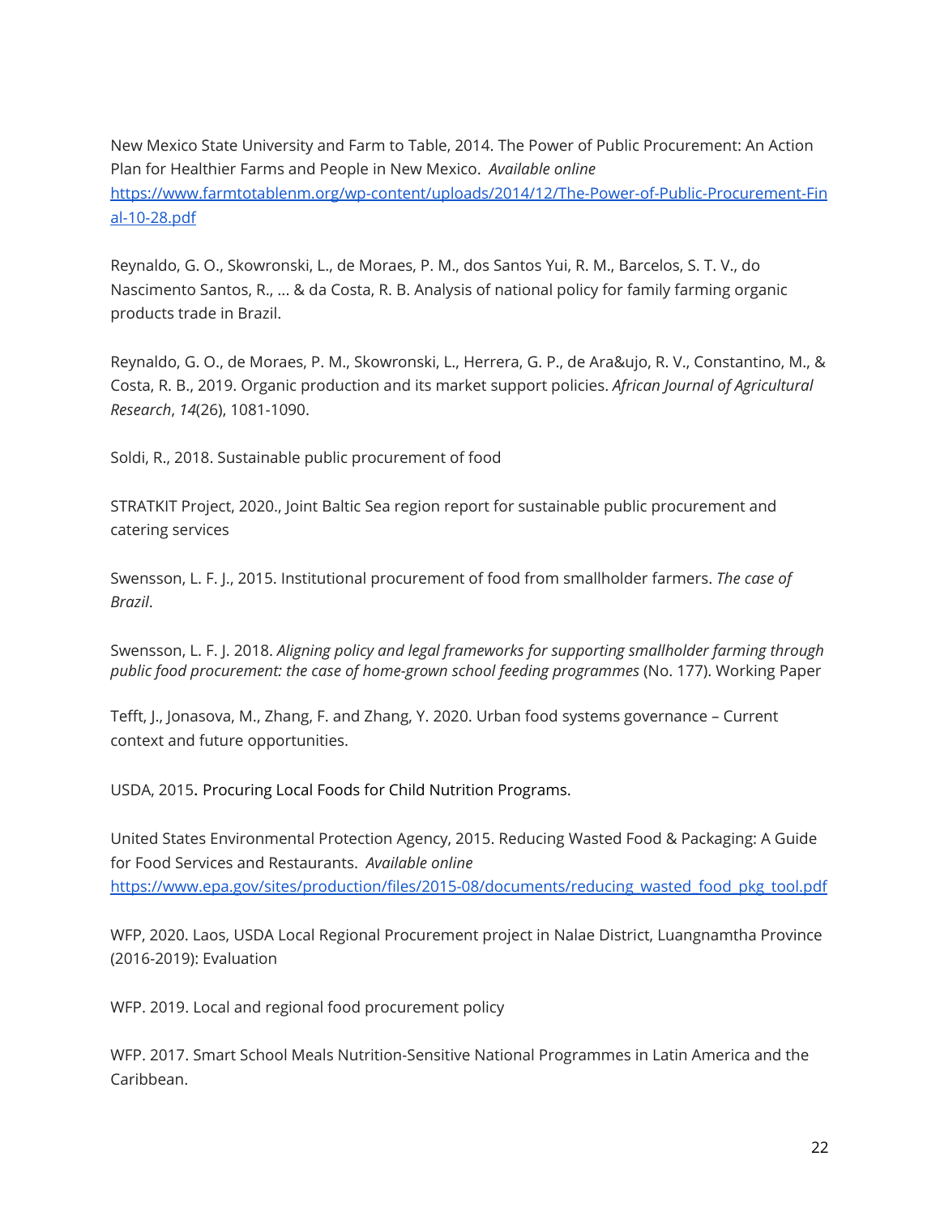New Mexico State University and Farm to Table, 2014. The Power of Public Procurement: An Action Plan for Healthier Farms and People in New Mexico. *Available online* [https://www.farmtotablenm.org/wp-content/uploads/2014/12/The-Power-of-Public-Procurement-Final-10-28.pdf](https://www.farmtotablenm.org/wp-content/uploads/2014/12/The-Power-of-Public-Procurement-Final-10-28.pdf)

Reynaldo, G. O., Skowronski, L., de Moraes, P. M., dos Santos Yui, R. M., Barcelos, S. T. V., do Nascimento Santos, R., ... & da Costa, R. B. Analysis of national policy for family farming organic products trade in Brazil.

Reynaldo, G. O., de Moraes, P. M., Skowronski, L., Herrera, G. P., de Ara&ujo, R. V., Constantino, M., & Costa, R. B., 2019. Organic production and its market support policies. *African Journal of Agricultural Research*, *14*(26), 1081-1090.

Soldi, R., 2018. Sustainable public procurement of food

STRATKIT Project, 2020., Joint Baltic Sea region report for sustainable public procurement and catering services

Swensson, L. F. J., 2015. Institutional procurement of food from smallholder farmers. *The case of Brazil*.

Swensson, L. F. J. 2018. *Aligning policy and legal frameworks for supporting smallholder farming through public food procurement: the case of home-grown school feeding programmes* (No. 177). Working Paper

Tefft, J., Jonasova, M., Zhang, F. and Zhang, Y. 2020. Urban food systems governance – Current context and future opportunities.

USDA, 2015. Procuring Local Foods for Child Nutrition Programs.

United States Environmental Protection Agency, 2015. Reducing Wasted Food & Packaging: A Guide for Food Services and Restaurants. *Available online* [https://www.epa.gov/sites/production/files/2015-08/documents/reducing_wasted_food_pkg_tool.pdf](https://www.epa.gov/sites/production/files/2015-08/documents/reducing_wasted_food_pkg_tool.pdf)

WFP, 2020. Laos, USDA Local Regional Procurement project in Nalae District, Luangnamtha Province (2016-2019): Evaluation

WFP. 2019. Local and regional food procurement policy

WFP. 2017. Smart School Meals Nutrition-Sensitive National Programmes in Latin America and the Caribbean.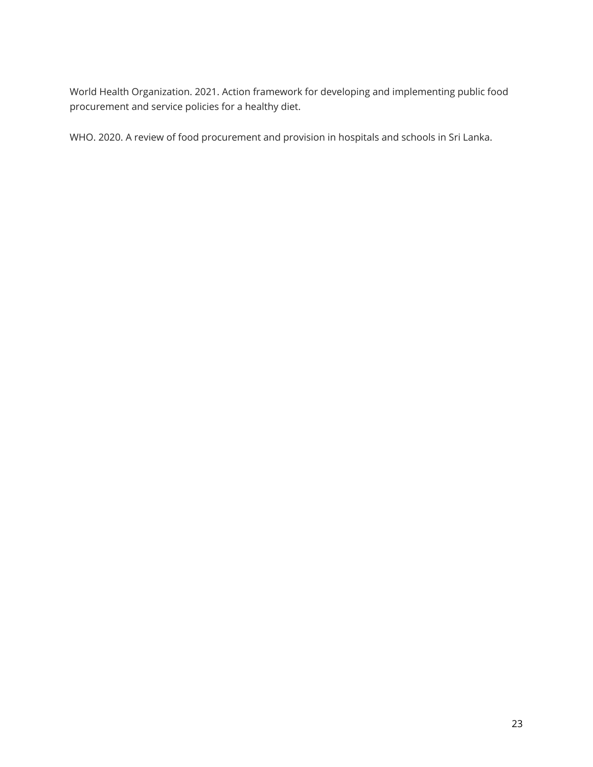World Health Organization. 2021. Action framework for developing and implementing public food procurement and service policies for a healthy diet.

WHO. 2020. A review of food procurement and provision in hospitals and schools in Sri Lanka.